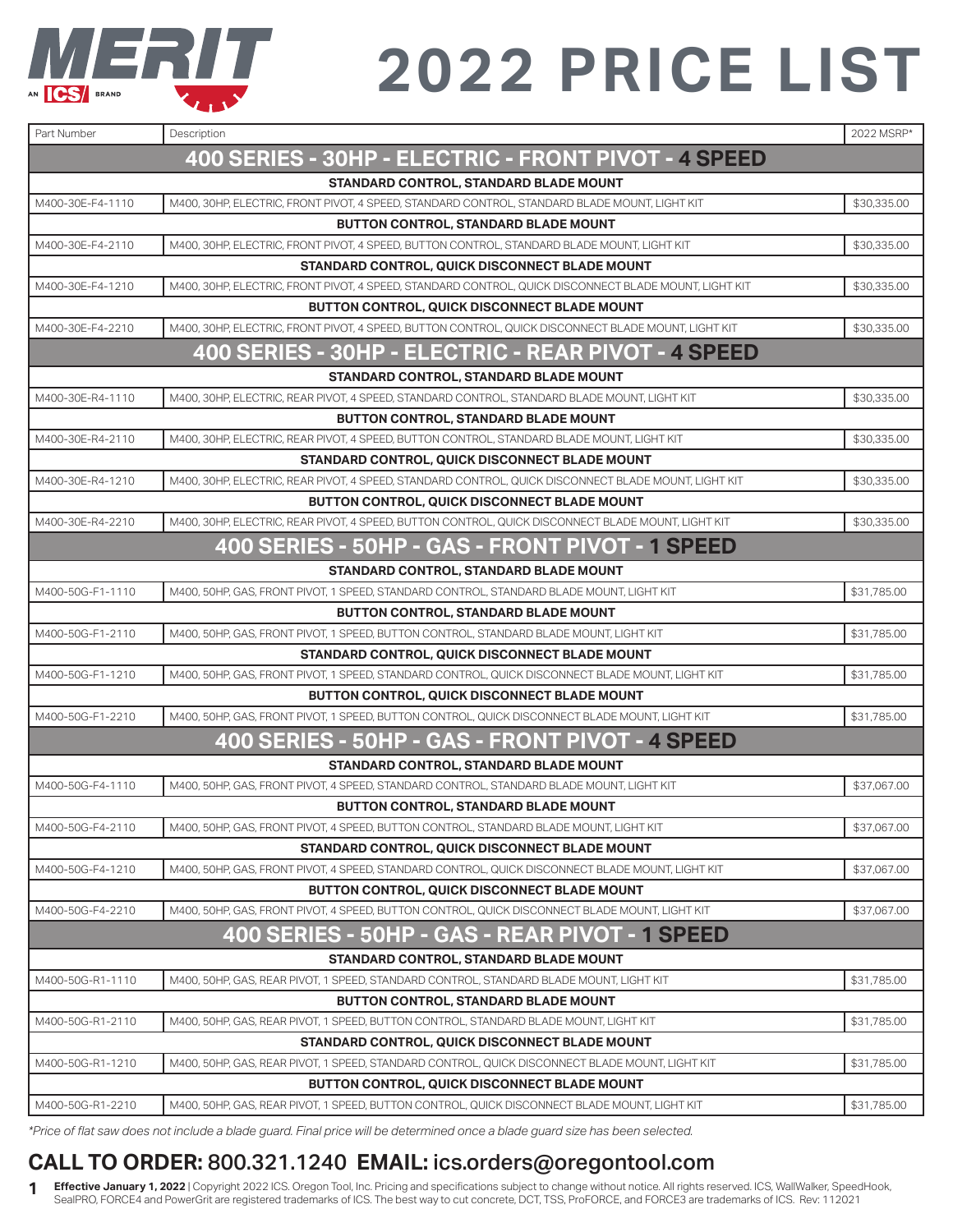# MERIT

AN ICS BRAND

# 2022 PRICE LIST

| Part Number | Description | 2022 MSRP* |
|---|---|---|
| **400 SERIES - 30HP - ELECTRIC - FRONT PIVOT - 4 SPEED** | | |
| **STANDARD CONTROL, STANDARD BLADE MOUNT** | | |
| M400-30E-F4-1110 | M400, 30HP, ELECTRIC, FRONT PIVOT, 4 SPEED, STANDARD CONTROL, STANDARD BLADE MOUNT, LIGHT KIT | $30,335.00 |
| **BUTTON CONTROL, STANDARD BLADE MOUNT** | | |
| M400-30E-F4-2110 | M400, 30HP, ELECTRIC, FRONT PIVOT, 4 SPEED, BUTTON CONTROL, STANDARD BLADE MOUNT, LIGHT KIT | $30,335.00 |
| **STANDARD CONTROL, QUICK DISCONNECT BLADE MOUNT** | | |
| M400-30E-F4-1210 | M400, 30HP, ELECTRIC, FRONT PIVOT, 4 SPEED, STANDARD CONTROL, QUICK DISCONNECT BLADE MOUNT, LIGHT KIT | $30,335.00 |
| **BUTTON CONTROL, QUICK DISCONNECT BLADE MOUNT** | | |
| M400-30E-F4-2210 | M400, 30HP, ELECTRIC, FRONT PIVOT, 4 SPEED, BUTTON CONTROL, QUICK DISCONNECT BLADE MOUNT, LIGHT KIT | $30,335.00 |
| **400 SERIES - 30HP - ELECTRIC - REAR PIVOT - 4 SPEED** | | |
| **STANDARD CONTROL, STANDARD BLADE MOUNT** | | |
| M400-30E-R4-1110 | M400, 30HP, ELECTRIC, REAR PIVOT, 4 SPEED, STANDARD CONTROL, STANDARD BLADE MOUNT, LIGHT KIT | $30,335.00 |
| **BUTTON CONTROL, STANDARD BLADE MOUNT** | | |
| M400-30E-R4-2110 | M400, 30HP, ELECTRIC, REAR PIVOT, 4 SPEED, BUTTON CONTROL, STANDARD BLADE MOUNT, LIGHT KIT | $30,335.00 |
| **STANDARD CONTROL, QUICK DISCONNECT BLADE MOUNT** | | |
| M400-30E-R4-1210 | M400, 30HP, ELECTRIC, REAR PIVOT, 4 SPEED, STANDARD CONTROL, QUICK DISCONNECT BLADE MOUNT, LIGHT KIT | $30,335.00 |
| **BUTTON CONTROL, QUICK DISCONNECT BLADE MOUNT** | | |
| M400-30E-R4-2210 | M400, 30HP, ELECTRIC, REAR PIVOT, 4 SPEED, BUTTON CONTROL, QUICK DISCONNECT BLADE MOUNT, LIGHT KIT | $30,335.00 |
| **400 SERIES - 50HP - GAS - FRONT PIVOT - 1 SPEED** | | |
| **STANDARD CONTROL, STANDARD BLADE MOUNT** | | |
| M400-50G-F1-1110 | M400, 50HP, GAS, FRONT PIVOT, 1 SPEED, STANDARD CONTROL, STANDARD BLADE MOUNT, LIGHT KIT | $31,785.00 |
| **BUTTON CONTROL, STANDARD BLADE MOUNT** | | |
| M400-50G-F1-2110 | M400, 50HP, GAS, FRONT PIVOT, 1 SPEED, BUTTON CONTROL, STANDARD BLADE MOUNT, LIGHT KIT | $31,785.00 |
| **STANDARD CONTROL, QUICK DISCONNECT BLADE MOUNT** | | |
| M400-50G-F1-1210 | M400, 50HP, GAS, FRONT PIVOT, 1 SPEED, STANDARD CONTROL, QUICK DISCONNECT BLADE MOUNT, LIGHT KIT | $31,785.00 |
| **BUTTON CONTROL, QUICK DISCONNECT BLADE MOUNT** | | |
| M400-50G-F1-2210 | M400, 50HP, GAS, FRONT PIVOT, 1 SPEED, BUTTON CONTROL, QUICK DISCONNECT BLADE MOUNT, LIGHT KIT | $31,785.00 |
| **400 SERIES - 50HP - GAS - FRONT PIVOT - 4 SPEED** | | |
| **STANDARD CONTROL, STANDARD BLADE MOUNT** | | |
| M400-50G-F4-1110 | M400, 50HP, GAS, FRONT PIVOT, 4 SPEED, STANDARD CONTROL, STANDARD BLADE MOUNT, LIGHT KIT | $37,067.00 |
| **BUTTON CONTROL, STANDARD BLADE MOUNT** | | |
| M400-50G-F4-2110 | M400, 50HP, GAS, FRONT PIVOT, 4 SPEED, BUTTON CONTROL, STANDARD BLADE MOUNT, LIGHT KIT | $37,067.00 |
| **STANDARD CONTROL, QUICK DISCONNECT BLADE MOUNT** | | |
| M400-50G-F4-1210 | M400, 50HP, GAS, FRONT PIVOT, 4 SPEED, STANDARD CONTROL, QUICK DISCONNECT BLADE MOUNT, LIGHT KIT | $37,067.00 |
| **BUTTON CONTROL, QUICK DISCONNECT BLADE MOUNT** | | |
| M400-50G-F4-2210 | M400, 50HP, GAS, FRONT PIVOT, 4 SPEED, BUTTON CONTROL, QUICK DISCONNECT BLADE MOUNT, LIGHT KIT | $37,067.00 |
| **400 SERIES - 50HP - GAS - REAR PIVOT - 1 SPEED** | | |
| **STANDARD CONTROL, STANDARD BLADE MOUNT** | | |
| M400-50G-R1-1110 | M400, 50HP, GAS, REAR PIVOT, 1 SPEED, STANDARD CONTROL, STANDARD BLADE MOUNT, LIGHT KIT | $31,785.00 |
| **BUTTON CONTROL, STANDARD BLADE MOUNT** | | |
| M400-50G-R1-2110 | M400, 50HP, GAS, REAR PIVOT, 1 SPEED, BUTTON CONTROL, STANDARD BLADE MOUNT, LIGHT KIT | $31,785.00 |
| **STANDARD CONTROL, QUICK DISCONNECT BLADE MOUNT** | | |
| M400-50G-R1-1210 | M400, 50HP, GAS, REAR PIVOT, 1 SPEED, STANDARD CONTROL, QUICK DISCONNECT BLADE MOUNT, LIGHT KIT | $31,785.00 |
| **BUTTON CONTROL, QUICK DISCONNECT BLADE MOUNT** | | |
| M400-50G-R1-2210 | M400, 50HP, GAS, REAR PIVOT, 1 SPEED, BUTTON CONTROL, QUICK DISCONNECT BLADE MOUNT, LIGHT KIT | $31,785.00 |

*Price of flat saw does not include a blade guard. Final price will be determined once a blade guard size has been selected.*

## CALL TO ORDER: 800.321.1240 EMAIL: ics.orders@oregontool.com

**Effective January 1, 2022** | Copyright 2022 ICS. Oregon Tool, Inc. Pricing and specifications subject to change without notice. All rights reserved. ICS, WallWalker, SpeedHook, SealPRO, FORCE4 and PowerGrit are registered trademarks of ICS. The best way to cut concrete, DCT, TSS, ProFORCE, and FORCE3 are trademarks of ICS. Rev: 112021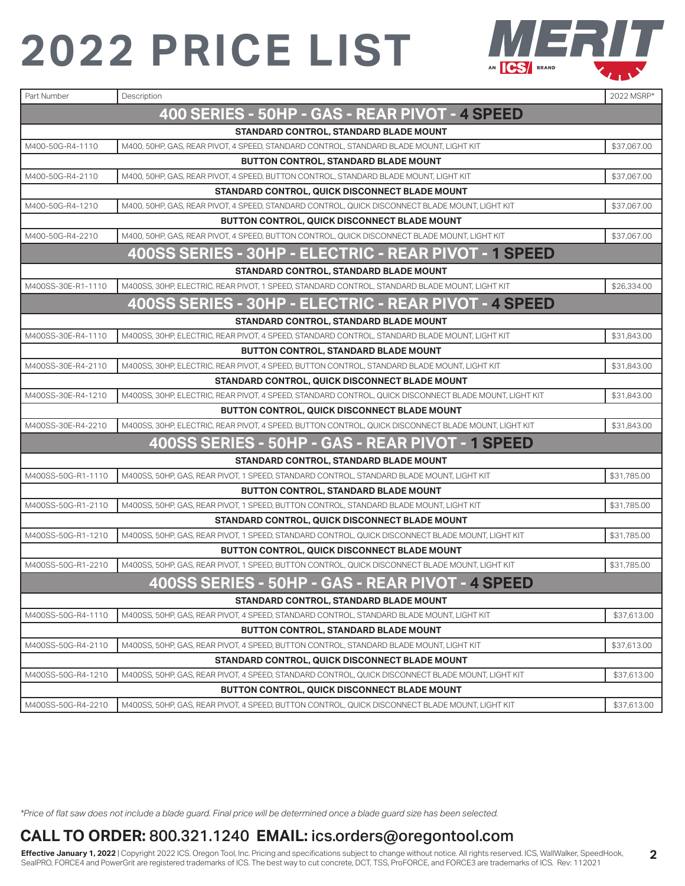# 2022 PRICE LIST

MERIT — AN ICS BRAND

| Part Number | Description | 2022 MSRP* |
|---|---|---|
| **400 SERIES - 50HP - GAS - REAR PIVOT - 4 SPEED** | | |
| **STANDARD CONTROL, STANDARD BLADE MOUNT** | | |
| M400-50G-R4-1110 | M400, 50HP, GAS, REAR PIVOT, 4 SPEED, STANDARD CONTROL, STANDARD BLADE MOUNT, LIGHT KIT | $37,067.00 |
| **BUTTON CONTROL, STANDARD BLADE MOUNT** | | |
| M400-50G-R4-2110 | M400, 50HP, GAS, REAR PIVOT, 4 SPEED, BUTTON CONTROL, STANDARD BLADE MOUNT, LIGHT KIT | $37,067.00 |
| **STANDARD CONTROL, QUICK DISCONNECT BLADE MOUNT** | | |
| M400-50G-R4-1210 | M400, 50HP, GAS, REAR PIVOT, 4 SPEED, STANDARD CONTROL, QUICK DISCONNECT BLADE MOUNT, LIGHT KIT | $37,067.00 |
| **BUTTON CONTROL, QUICK DISCONNECT BLADE MOUNT** | | |
| M400-50G-R4-2210 | M400, 50HP, GAS, REAR PIVOT, 4 SPEED, BUTTON CONTROL, QUICK DISCONNECT BLADE MOUNT, LIGHT KIT | $37,067.00 |
| **400SS SERIES - 30HP - ELECTRIC - REAR PIVOT - 1 SPEED** | | |
| **STANDARD CONTROL, STANDARD BLADE MOUNT** | | |
| M400SS-30E-R1-1110 | M400SS, 30HP, ELECTRIC, REAR PIVOT, 1 SPEED, STANDARD CONTROL, STANDARD BLADE MOUNT, LIGHT KIT | $26,334.00 |
| **400SS SERIES - 30HP - ELECTRIC - REAR PIVOT - 4 SPEED** | | |
| **STANDARD CONTROL, STANDARD BLADE MOUNT** | | |
| M400SS-30E-R4-1110 | M400SS, 30HP, ELECTRIC, REAR PIVOT, 4 SPEED, STANDARD CONTROL, STANDARD BLADE MOUNT, LIGHT KIT | $31,843.00 |
| **BUTTON CONTROL, STANDARD BLADE MOUNT** | | |
| M400SS-30E-R4-2110 | M400SS, 30HP, ELECTRIC, REAR PIVOT, 4 SPEED, BUTTON CONTROL, STANDARD BLADE MOUNT, LIGHT KIT | $31,843.00 |
| **STANDARD CONTROL, QUICK DISCONNECT BLADE MOUNT** | | |
| M400SS-30E-R4-1210 | M400SS, 30HP, ELECTRIC, REAR PIVOT, 4 SPEED, STANDARD CONTROL, QUICK DISCONNECT BLADE MOUNT, LIGHT KIT | $31,843.00 |
| **BUTTON CONTROL, QUICK DISCONNECT BLADE MOUNT** | | |
| M400SS-30E-R4-2210 | M400SS, 30HP, ELECTRIC, REAR PIVOT, 4 SPEED, BUTTON CONTROL, QUICK DISCONNECT BLADE MOUNT, LIGHT KIT | $31,843.00 |
| **400SS SERIES - 50HP - GAS - REAR PIVOT - 1 SPEED** | | |
| **STANDARD CONTROL, STANDARD BLADE MOUNT** | | |
| M400SS-50G-R1-1110 | M400SS, 50HP, GAS, REAR PIVOT, 1 SPEED, STANDARD CONTROL, STANDARD BLADE MOUNT, LIGHT KIT | $31,785.00 |
| **BUTTON CONTROL, STANDARD BLADE MOUNT** | | |
| M400SS-50G-R1-2110 | M400SS, 50HP, GAS, REAR PIVOT, 1 SPEED, BUTTON CONTROL, STANDARD BLADE MOUNT, LIGHT KIT | $31,785.00 |
| **STANDARD CONTROL, QUICK DISCONNECT BLADE MOUNT** | | |
| M400SS-50G-R1-1210 | M400SS, 50HP, GAS, REAR PIVOT, 1 SPEED, STANDARD CONTROL, QUICK DISCONNECT BLADE MOUNT, LIGHT KIT | $31,785.00 |
| **BUTTON CONTROL, QUICK DISCONNECT BLADE MOUNT** | | |
| M400SS-50G-R1-2210 | M400SS, 50HP, GAS, REAR PIVOT, 1 SPEED, BUTTON CONTROL, QUICK DISCONNECT BLADE MOUNT, LIGHT KIT | $31,785.00 |
| **400SS SERIES - 50HP - GAS - REAR PIVOT - 4 SPEED** | | |
| **STANDARD CONTROL, STANDARD BLADE MOUNT** | | |
| M400SS-50G-R4-1110 | M400SS, 50HP, GAS, REAR PIVOT, 4 SPEED, STANDARD CONTROL, STANDARD BLADE MOUNT, LIGHT KIT | $37,613.00 |
| **BUTTON CONTROL, STANDARD BLADE MOUNT** | | |
| M400SS-50G-R4-2110 | M400SS, 50HP, GAS, REAR PIVOT, 4 SPEED, BUTTON CONTROL, STANDARD BLADE MOUNT, LIGHT KIT | $37,613.00 |
| **STANDARD CONTROL, QUICK DISCONNECT BLADE MOUNT** | | |
| M400SS-50G-R4-1210 | M400SS, 50HP, GAS, REAR PIVOT, 4 SPEED, STANDARD CONTROL, QUICK DISCONNECT BLADE MOUNT, LIGHT KIT | $37,613.00 |
| **BUTTON CONTROL, QUICK DISCONNECT BLADE MOUNT** | | |
| M400SS-50G-R4-2210 | M400SS, 50HP, GAS, REAR PIVOT, 4 SPEED, BUTTON CONTROL, QUICK DISCONNECT BLADE MOUNT, LIGHT KIT | $37,613.00 |

*Price of flat saw does not include a blade guard. Final price will be determined once a blade guard size has been selected.*

## CALL TO ORDER: 800.321.1240 EMAIL: ics.orders@oregontool.com

**Effective January 1, 2022** | Copyright 2022 ICS. Oregon Tool, Inc. Pricing and specifications subject to change without notice. All rights reserved. ICS, WallWalker, SpeedHook, SealPRO, FORCE4 and PowerGrit are registered trademarks of ICS. The best way to cut concrete, DCT, TSS, ProFORCE, and FORCE3 are trademarks of ICS. Rev: 112021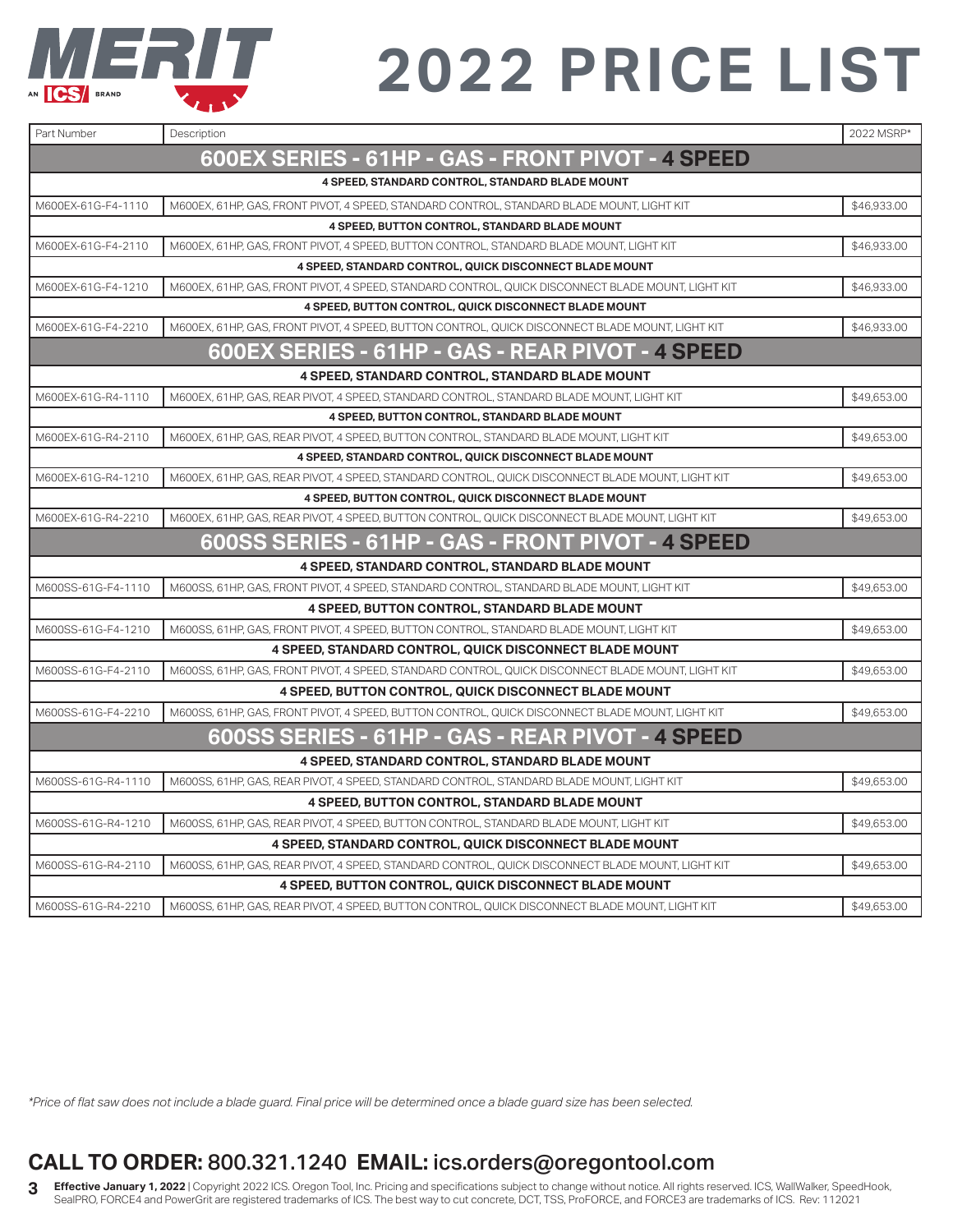# MERIT

AN ICS BRAND

# 2022 PRICE LIST

| Part Number | Description | 2022 MSRP* |
|---|---|---|
| **600EX SERIES - 61HP - GAS - FRONT PIVOT - 4 SPEED** | | |
| **4 SPEED, STANDARD CONTROL, STANDARD BLADE MOUNT** | | |
| M600EX-61G-F4-1110 | M600EX, 61HP, GAS, FRONT PIVOT, 4 SPEED, STANDARD CONTROL, STANDARD BLADE MOUNT, LIGHT KIT | $46,933.00 |
| **4 SPEED, BUTTON CONTROL, STANDARD BLADE MOUNT** | | |
| M600EX-61G-F4-2110 | M600EX, 61HP, GAS, FRONT PIVOT, 4 SPEED, BUTTON CONTROL, STANDARD BLADE MOUNT, LIGHT KIT | $46,933.00 |
| **4 SPEED, STANDARD CONTROL, QUICK DISCONNECT BLADE MOUNT** | | |
| M600EX-61G-F4-1210 | M600EX, 61HP, GAS, FRONT PIVOT, 4 SPEED, STANDARD CONTROL, QUICK DISCONNECT BLADE MOUNT, LIGHT KIT | $46,933.00 |
| **4 SPEED, BUTTON CONTROL, QUICK DISCONNECT BLADE MOUNT** | | |
| M600EX-61G-F4-2210 | M600EX, 61HP, GAS, FRONT PIVOT, 4 SPEED, BUTTON CONTROL, QUICK DISCONNECT BLADE MOUNT, LIGHT KIT | $46,933.00 |
| **600EX SERIES - 61HP - GAS - REAR PIVOT - 4 SPEED** | | |
| **4 SPEED, STANDARD CONTROL, STANDARD BLADE MOUNT** | | |
| M600EX-61G-R4-1110 | M600EX, 61HP, GAS, REAR PIVOT, 4 SPEED, STANDARD CONTROL, STANDARD BLADE MOUNT, LIGHT KIT | $49,653.00 |
| **4 SPEED, BUTTON CONTROL, STANDARD BLADE MOUNT** | | |
| M600EX-61G-R4-2110 | M600EX, 61HP, GAS, REAR PIVOT, 4 SPEED, BUTTON CONTROL, STANDARD BLADE MOUNT, LIGHT KIT | $49,653.00 |
| **4 SPEED, STANDARD CONTROL, QUICK DISCONNECT BLADE MOUNT** | | |
| M600EX-61G-R4-1210 | M600EX, 61HP, GAS, REAR PIVOT, 4 SPEED, STANDARD CONTROL, QUICK DISCONNECT BLADE MOUNT, LIGHT KIT | $49,653.00 |
| **4 SPEED, BUTTON CONTROL, QUICK DISCONNECT BLADE MOUNT** | | |
| M600EX-61G-R4-2210 | M600EX, 61HP, GAS, REAR PIVOT, 4 SPEED, BUTTON CONTROL, QUICK DISCONNECT BLADE MOUNT, LIGHT KIT | $49,653.00 |
| **600SS SERIES - 61HP - GAS - FRONT PIVOT - 4 SPEED** | | |
| **4 SPEED, STANDARD CONTROL, STANDARD BLADE MOUNT** | | |
| M600SS-61G-F4-1110 | M600SS, 61HP, GAS, FRONT PIVOT, 4 SPEED, STANDARD CONTROL, STANDARD BLADE MOUNT, LIGHT KIT | $49,653.00 |
| **4 SPEED, BUTTON CONTROL, STANDARD BLADE MOUNT** | | |
| M600SS-61G-F4-1210 | M600SS, 61HP, GAS, FRONT PIVOT, 4 SPEED, BUTTON CONTROL, STANDARD BLADE MOUNT, LIGHT KIT | $49,653.00 |
| **4 SPEED, STANDARD CONTROL, QUICK DISCONNECT BLADE MOUNT** | | |
| M600SS-61G-F4-2110 | M600SS, 61HP, GAS, FRONT PIVOT, 4 SPEED, STANDARD CONTROL, QUICK DISCONNECT BLADE MOUNT, LIGHT KIT | $49,653.00 |
| **4 SPEED, BUTTON CONTROL, QUICK DISCONNECT BLADE MOUNT** | | |
| M600SS-61G-F4-2210 | M600SS, 61HP, GAS, FRONT PIVOT, 4 SPEED, BUTTON CONTROL, QUICK DISCONNECT BLADE MOUNT, LIGHT KIT | $49,653.00 |
| **600SS SERIES - 61HP - GAS - REAR PIVOT - 4 SPEED** | | |
| **4 SPEED, STANDARD CONTROL, STANDARD BLADE MOUNT** | | |
| M600SS-61G-R4-1110 | M600SS, 61HP, GAS, REAR PIVOT, 4 SPEED, STANDARD CONTROL, STANDARD BLADE MOUNT, LIGHT KIT | $49,653.00 |
| **4 SPEED, BUTTON CONTROL, STANDARD BLADE MOUNT** | | |
| M600SS-61G-R4-1210 | M600SS, 61HP, GAS, REAR PIVOT, 4 SPEED, BUTTON CONTROL, STANDARD BLADE MOUNT, LIGHT KIT | $49,653.00 |
| **4 SPEED, STANDARD CONTROL, QUICK DISCONNECT BLADE MOUNT** | | |
| M600SS-61G-R4-2110 | M600SS, 61HP, GAS, REAR PIVOT, 4 SPEED, STANDARD CONTROL, QUICK DISCONNECT BLADE MOUNT, LIGHT KIT | $49,653.00 |
| **4 SPEED, BUTTON CONTROL, QUICK DISCONNECT BLADE MOUNT** | | |
| M600SS-61G-R4-2210 | M600SS, 61HP, GAS, REAR PIVOT, 4 SPEED, BUTTON CONTROL, QUICK DISCONNECT BLADE MOUNT, LIGHT KIT | $49,653.00 |

*\*Price of flat saw does not include a blade guard. Final price will be determined once a blade guard size has been selected.*

## CALL TO ORDER: 800.321.1240 EMAIL: ics.orders@oregontool.com

**Effective January 1, 2022** | Copyright 2022 ICS. Oregon Tool, Inc. Pricing and specifications subject to change without notice. All rights reserved. ICS, WallWalker, SpeedHook, SealPRO, FORCE4 and PowerGrit are registered trademarks of ICS. The best way to cut concrete, DCT, TSS, ProFORCE, and FORCE3 are trademarks of ICS. Rev: 112021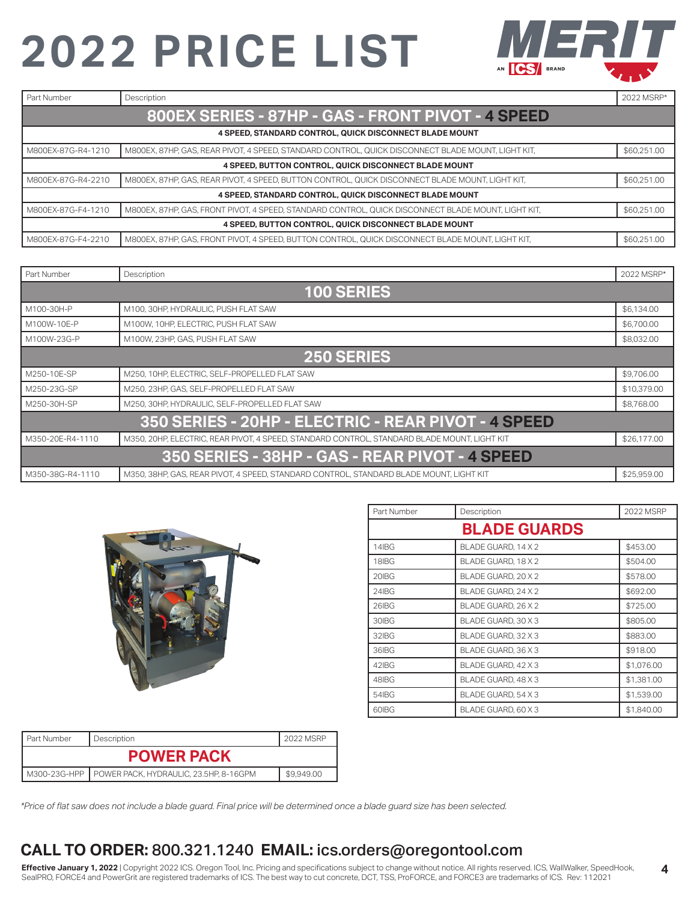# 2022 PRICE LIST

MERIT — AN ICS BRAND

| Part Number | Description | 2022 MSRP* |
|---|---|---|
| **800EX SERIES - 87HP - GAS - FRONT PIVOT - 4 SPEED** | | |
| **4 SPEED, STANDARD CONTROL, QUICK DISCONNECT BLADE MOUNT** | | |
| M800EX-87G-R4-1210 | M800EX, 87HP, GAS, REAR PIVOT, 4 SPEED, STANDARD CONTROL, QUICK DISCONNECT BLADE MOUNT, LIGHT KIT, | $60,251.00 |
| **4 SPEED, BUTTON CONTROL, QUICK DISCONNECT BLADE MOUNT** | | |
| M800EX-87G-R4-2210 | M800EX, 87HP, GAS, REAR PIVOT, 4 SPEED, BUTTON CONTROL, QUICK DISCONNECT BLADE MOUNT, LIGHT KIT, | $60,251.00 |
| **4 SPEED, STANDARD CONTROL, QUICK DISCONNECT BLADE MOUNT** | | |
| M800EX-87G-F4-1210 | M800EX, 87HP, GAS, FRONT PIVOT, 4 SPEED, STANDARD CONTROL, QUICK DISCONNECT BLADE MOUNT, LIGHT KIT, | $60,251.00 |
| **4 SPEED, BUTTON CONTROL, QUICK DISCONNECT BLADE MOUNT** | | |
| M800EX-87G-F4-2210 | M800EX, 87HP, GAS, FRONT PIVOT, 4 SPEED, BUTTON CONTROL, QUICK DISCONNECT BLADE MOUNT, LIGHT KIT, | $60,251.00 |

| Part Number | Description | 2022 MSRP* |
|---|---|---|
| **100 SERIES** | | |
| M100-30H-P | M100, 30HP, HYDRAULIC, PUSH FLAT SAW | $6,134.00 |
| M100W-10E-P | M100W, 10HP, ELECTRIC, PUSH FLAT SAW | $6,700.00 |
| M100W-23G-P | M100W, 23HP, GAS, PUSH FLAT SAW | $8,032.00 |
| **250 SERIES** | | |
| M250-10E-SP | M250, 10HP, ELECTRIC, SELF-PROPELLED FLAT SAW | $9,706.00 |
| M250-23G-SP | M250, 23HP, GAS, SELF-PROPELLED FLAT SAW | $10,379.00 |
| M250-30H-SP | M250, 30HP, HYDRAULIC, SELF-PROPELLED FLAT SAW | $8,768.00 |
| **350 SERIES - 20HP - ELECTRIC - REAR PIVOT - 4 SPEED** | | |
| M350-20E-R4-1110 | M350, 20HP, ELECTRIC, REAR PIVOT, 4 SPEED, STANDARD CONTROL, STANDARD BLADE MOUNT, LIGHT KIT | $26,177.00 |
| **350 SERIES - 38HP - GAS - REAR PIVOT - 4 SPEED** | | |
| M350-38G-R4-1110 | M350, 38HP, GAS, REAR PIVOT, 4 SPEED, STANDARD CONTROL, STANDARD BLADE MOUNT, LIGHT KIT | $25,959.00 |

| Part Number | Description | 2022 MSRP |
|---|---|---|
| **BLADE GUARDS** | | |
| 14IBG | BLADE GUARD, 14 X 2 | $453.00 |
| 18IBG | BLADE GUARD, 18 X 2 | $504.00 |
| 20IBG | BLADE GUARD, 20 X 2 | $578.00 |
| 24IBG | BLADE GUARD, 24 X 2 | $692.00 |
| 26IBG | BLADE GUARD, 26 X 2 | $725.00 |
| 30IBG | BLADE GUARD, 30 X 3 | $805.00 |
| 32IBG | BLADE GUARD, 32 X 3 | $883.00 |
| 36IBG | BLADE GUARD, 36 X 3 | $918.00 |
| 42IBG | BLADE GUARD, 42 X 3 | $1,076.00 |
| 48IBG | BLADE GUARD, 48 X 3 | $1,381.00 |
| 54IBG | BLADE GUARD, 54 X 3 | $1,539.00 |
| 60IBG | BLADE GUARD, 60 X 3 | $1,840.00 |

| Part Number | Description | 2022 MSRP |
|---|---|---|
| **POWER PACK** | | |
| M300-23G-HPP | POWER PACK, HYDRAULIC, 23.5HP, 8-16GPM | $9,949.00 |

*\*Price of flat saw does not include a blade guard. Final price will be determined once a blade guard size has been selected.*

## CALL TO ORDER: 800.321.1240 EMAIL: ics.orders@oregontool.com

**Effective January 1, 2022** | Copyright 2022 ICS. Oregon Tool, Inc. Pricing and specifications subject to change without notice. All rights reserved. ICS, WallWalker, SpeedHook, SealPRO, FORCE4 and PowerGrit are registered trademarks of ICS. The best way to cut concrete, DCT, TSS, ProFORCE, and FORCE3 are trademarks of ICS. Rev: 112021